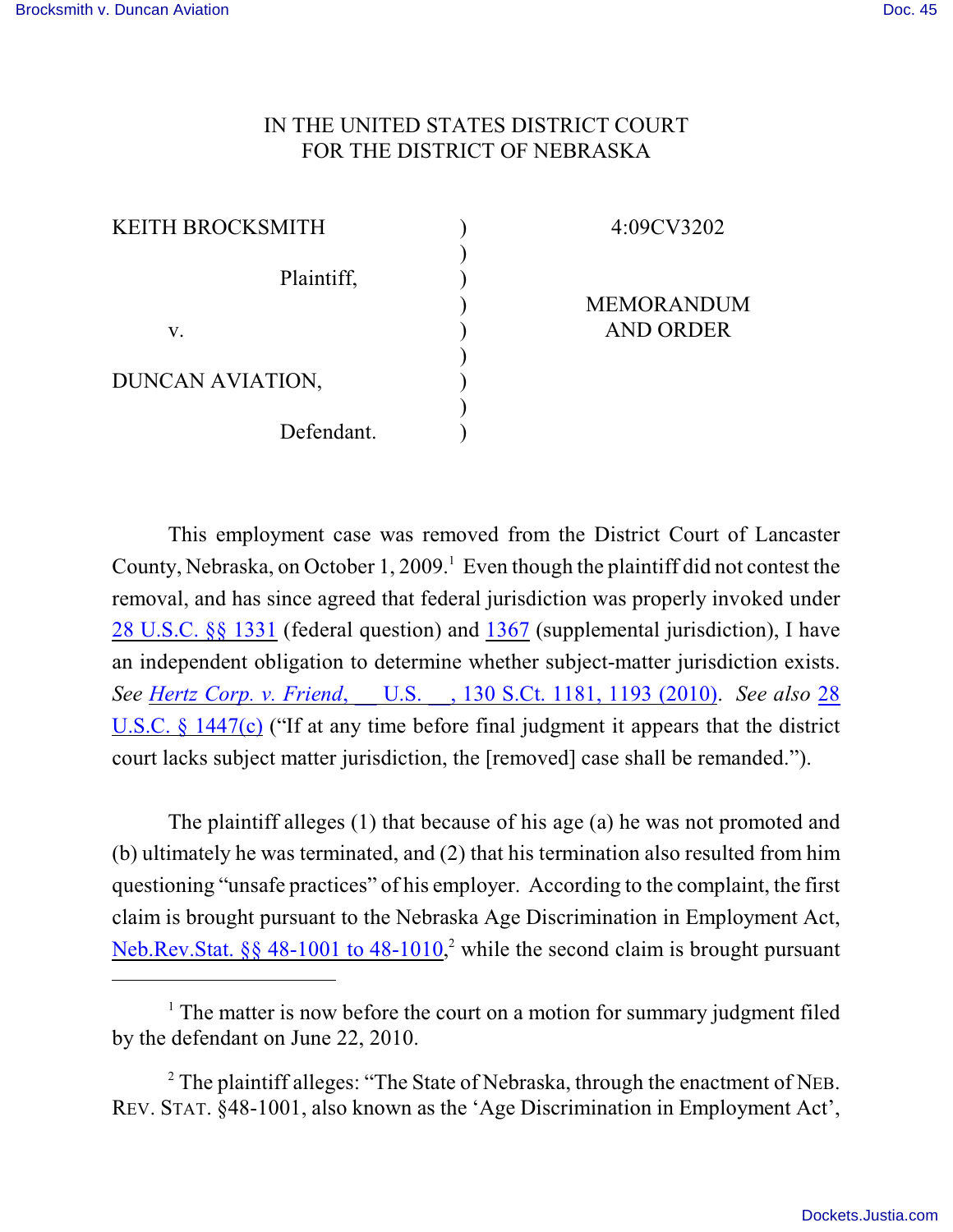IN THE UNITED STATES DISTRICT COURT
FOR THE DISTRICT OF NEBRASKA

| | | |
|---|---|---|
| KEITH BROCKSMITH | ) | 4:09CV3202 |
| | ) | |
| Plaintiff, | ) | |
| | ) | MEMORANDUM AND ORDER |
| v. | ) | |
| | ) | |
| DUNCAN AVIATION, | ) | |
| | ) | |
| Defendant. | ) | |

This employment case was removed from the District Court of Lancaster County, Nebraska, on October 1, 2009.[1] Even though the plaintiff did not contest the removal, and has since agreed that federal jurisdiction was properly invoked under 28 U.S.C. §§ 1331 (federal question) and 1367 (supplemental jurisdiction), I have an independent obligation to determine whether subject-matter jurisdiction exists. *See Hertz Corp. v. Friend*, __ U.S. __, 130 S.Ct. 1181, 1193 (2010). *See also* 28 U.S.C. § 1447(c) ("If at any time before final judgment it appears that the district court lacks subject matter jurisdiction, the [removed] case shall be remanded.").

The plaintiff alleges (1) that because of his age (a) he was not promoted and (b) ultimately he was terminated, and (2) that his termination also resulted from him questioning "unsafe practices" of his employer. According to the complaint, the first claim is brought pursuant to the Nebraska Age Discrimination in Employment Act, Neb.Rev.Stat. §§ 48-1001 to 48-1010,[2] while the second claim is brought pursuant

[1] The matter is now before the court on a motion for summary judgment filed by the defendant on June 22, 2010.

[2] The plaintiff alleges: "The State of Nebraska, through the enactment of NEB. REV. STAT. §48-1001, also known as the 'Age Discrimination in Employment Act',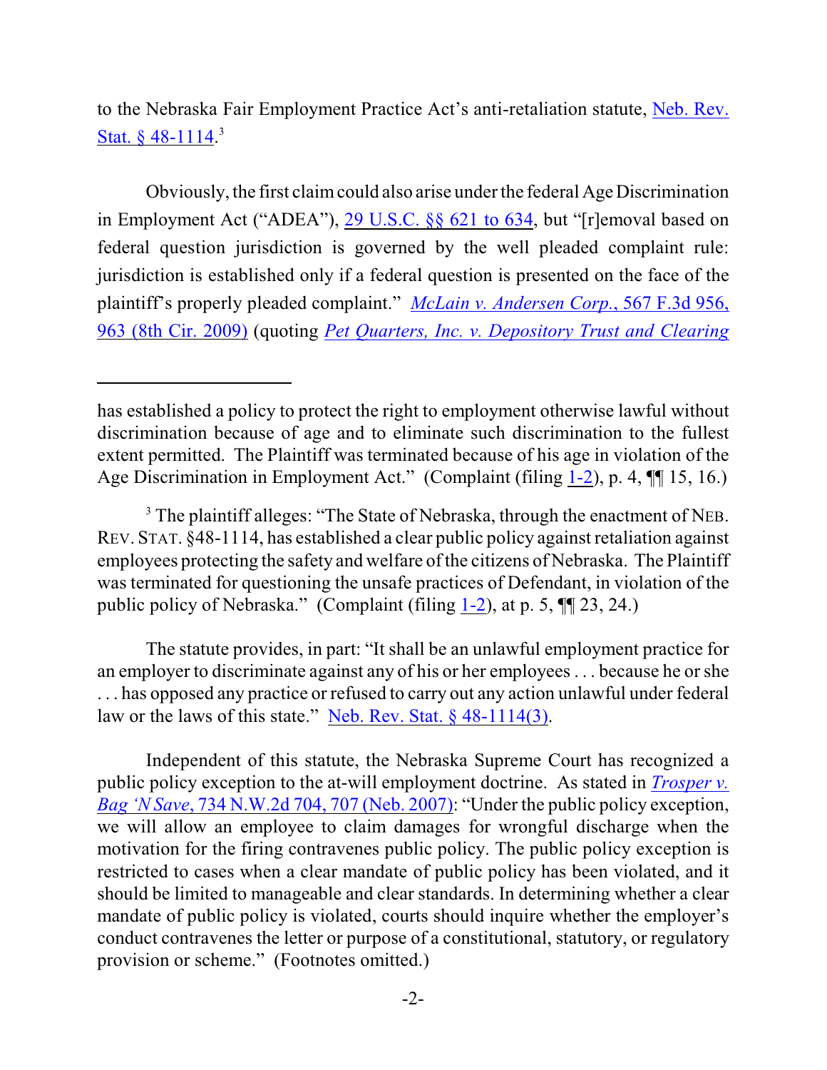to the Nebraska Fair Employment Practice Act's anti-retaliation statute, Neb. Rev. Stat. § 48-1114.[3]

Obviously, the first claim could also arise under the federal Age Discrimination in Employment Act ("ADEA"), 29 U.S.C. §§ 621 to 634, but "[r]emoval based on federal question jurisdiction is governed by the well pleaded complaint rule: jurisdiction is established only if a federal question is presented on the face of the plaintiff's properly pleaded complaint." *McLain v. Andersen Corp.*, 567 F.3d 956, 963 (8th Cir. 2009) (quoting *Pet Quarters, Inc. v. Depository Trust and Clearing*

---

has established a policy to protect the right to employment otherwise lawful without discrimination because of age and to eliminate such discrimination to the fullest extent permitted. The Plaintiff was terminated because of his age in violation of the Age Discrimination in Employment Act." (Complaint (filing 1-2), p. 4, ¶¶ 15, 16.)

[3] The plaintiff alleges: "The State of Nebraska, through the enactment of NEB. REV. STAT. §48-1114, has established a clear public policy against retaliation against employees protecting the safety and welfare of the citizens of Nebraska. The Plaintiff was terminated for questioning the unsafe practices of Defendant, in violation of the public policy of Nebraska." (Complaint (filing 1-2), at p. 5, ¶¶ 23, 24.)

The statute provides, in part: "It shall be an unlawful employment practice for an employer to discriminate against any of his or her employees . . . because he or she . . . has opposed any practice or refused to carry out any action unlawful under federal law or the laws of this state." Neb. Rev. Stat. § 48-1114(3).

Independent of this statute, the Nebraska Supreme Court has recognized a public policy exception to the at-will employment doctrine. As stated in *Trosper v. Bag 'N Save*, 734 N.W.2d 704, 707 (Neb. 2007): "Under the public policy exception, we will allow an employee to claim damages for wrongful discharge when the motivation for the firing contravenes public policy. The public policy exception is restricted to cases when a clear mandate of public policy has been violated, and it should be limited to manageable and clear standards. In determining whether a clear mandate of public policy is violated, courts should inquire whether the employer's conduct contravenes the letter or purpose of a constitutional, statutory, or regulatory provision or scheme." (Footnotes omitted.)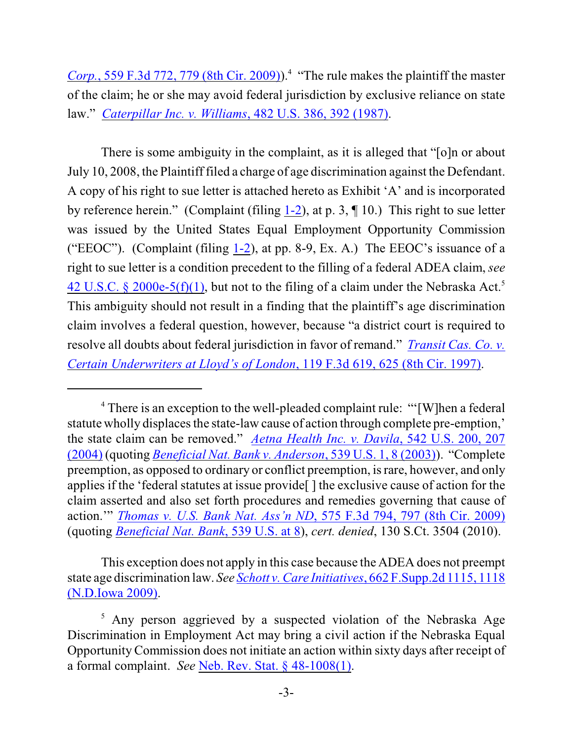*Corp.*, 559 F.3d 772, 779 (8th Cir. 2009)).[4] "The rule makes the plaintiff the master of the claim; he or she may avoid federal jurisdiction by exclusive reliance on state law." *Caterpillar Inc. v. Williams*, 482 U.S. 386, 392 (1987).

There is some ambiguity in the complaint, as it is alleged that "[o]n or about July 10, 2008, the Plaintiff filed a charge of age discrimination against the Defendant. A copy of his right to sue letter is attached hereto as Exhibit 'A' and is incorporated by reference herein." (Complaint (filing 1-2), at p. 3, ¶ 10.) This right to sue letter was issued by the United States Equal Employment Opportunity Commission ("EEOC"). (Complaint (filing 1-2), at pp. 8-9, Ex. A.) The EEOC's issuance of a right to sue letter is a condition precedent to the filling of a federal ADEA claim, *see* 42 U.S.C. § 2000e-5(f)(1), but not to the filing of a claim under the Nebraska Act.[5] This ambiguity should not result in a finding that the plaintiff's age discrimination claim involves a federal question, however, because "a district court is required to resolve all doubts about federal jurisdiction in favor of remand." *Transit Cas. Co. v. Certain Underwriters at Lloyd's of London*, 119 F.3d 619, 625 (8th Cir. 1997).

---

[4] There is an exception to the well-pleaded complaint rule: "'[W]hen a federal statute wholly displaces the state-law cause of action through complete pre-emption,' the state claim can be removed." *Aetna Health Inc. v. Davila*, 542 U.S. 200, 207 (2004) (quoting *Beneficial Nat. Bank v. Anderson*, 539 U.S. 1, 8 (2003)). "Complete preemption, as opposed to ordinary or conflict preemption, is rare, however, and only applies if the 'federal statutes at issue provide[ ] the exclusive cause of action for the claim asserted and also set forth procedures and remedies governing that cause of action.'" *Thomas v. U.S. Bank Nat. Ass'n ND*, 575 F.3d 794, 797 (8th Cir. 2009) (quoting *Beneficial Nat. Bank*, 539 U.S. at 8), *cert. denied*, 130 S.Ct. 3504 (2010).

This exception does not apply in this case because the ADEA does not preempt state age discrimination law. *See Schott v. Care Initiatives*, 662 F.Supp.2d 1115, 1118 (N.D.Iowa 2009).

[5] Any person aggrieved by a suspected violation of the Nebraska Age Discrimination in Employment Act may bring a civil action if the Nebraska Equal Opportunity Commission does not initiate an action within sixty days after receipt of a formal complaint. *See* Neb. Rev. Stat. § 48-1008(1).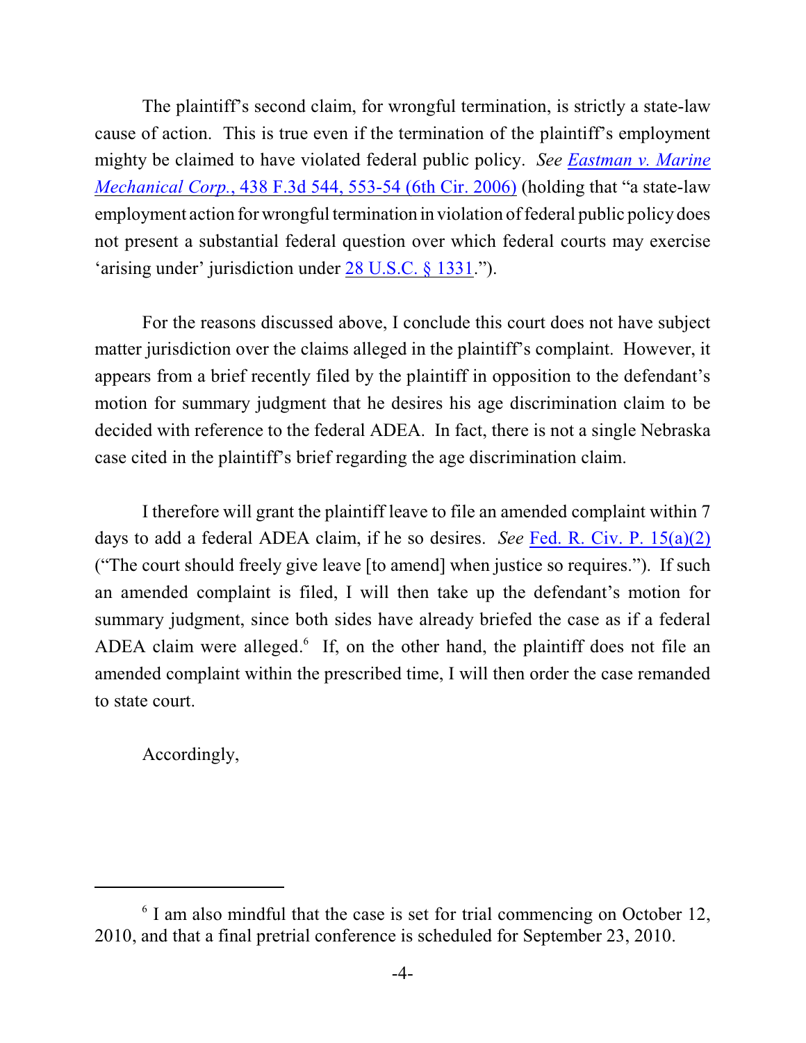The plaintiff's second claim, for wrongful termination, is strictly a state-law cause of action. This is true even if the termination of the plaintiff's employment mighty be claimed to have violated federal public policy. *See Eastman v. Marine Mechanical Corp.*, 438 F.3d 544, 553-54 (6th Cir. 2006) (holding that "a state-law employment action for wrongful termination in violation of federal public policy does not present a substantial federal question over which federal courts may exercise 'arising under' jurisdiction under 28 U.S.C. § 1331.").

For the reasons discussed above, I conclude this court does not have subject matter jurisdiction over the claims alleged in the plaintiff's complaint. However, it appears from a brief recently filed by the plaintiff in opposition to the defendant's motion for summary judgment that he desires his age discrimination claim to be decided with reference to the federal ADEA. In fact, there is not a single Nebraska case cited in the plaintiff's brief regarding the age discrimination claim.

I therefore will grant the plaintiff leave to file an amended complaint within 7 days to add a federal ADEA claim, if he so desires. *See* Fed. R. Civ. P. 15(a)(2) ("The court should freely give leave [to amend] when justice so requires."). If such an amended complaint is filed, I will then take up the defendant's motion for summary judgment, since both sides have already briefed the case as if a federal ADEA claim were alleged.[6] If, on the other hand, the plaintiff does not file an amended complaint within the prescribed time, I will then order the case remanded to state court.

Accordingly,

---

[6] I am also mindful that the case is set for trial commencing on October 12, 2010, and that a final pretrial conference is scheduled for September 23, 2010.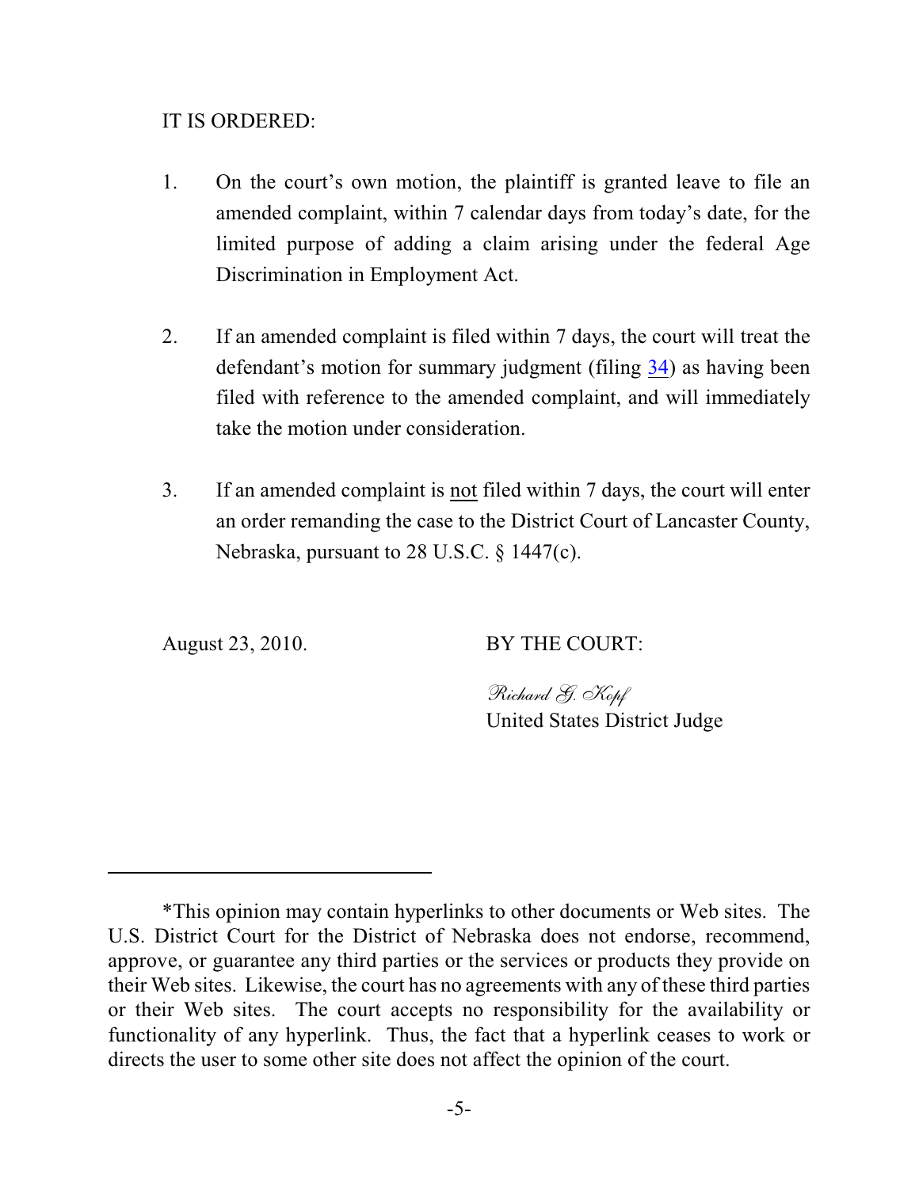IT IS ORDERED:

1. On the court's own motion, the plaintiff is granted leave to file an amended complaint, within 7 calendar days from today's date, for the limited purpose of adding a claim arising under the federal Age Discrimination in Employment Act.

2. If an amended complaint is filed within 7 days, the court will treat the defendant's motion for summary judgment (filing 34) as having been filed with reference to the amended complaint, and will immediately take the motion under consideration.

3. If an amended complaint is not filed within 7 days, the court will enter an order remanding the case to the District Court of Lancaster County, Nebraska, pursuant to 28 U.S.C. § 1447(c).

August 23, 2010.

BY THE COURT:

*Richard G. Kopf*
United States District Judge

---

\*This opinion may contain hyperlinks to other documents or Web sites. The U.S. District Court for the District of Nebraska does not endorse, recommend, approve, or guarantee any third parties or the services or products they provide on their Web sites. Likewise, the court has no agreements with any of these third parties or their Web sites. The court accepts no responsibility for the availability or functionality of any hyperlink. Thus, the fact that a hyperlink ceases to work or directs the user to some other site does not affect the opinion of the court.